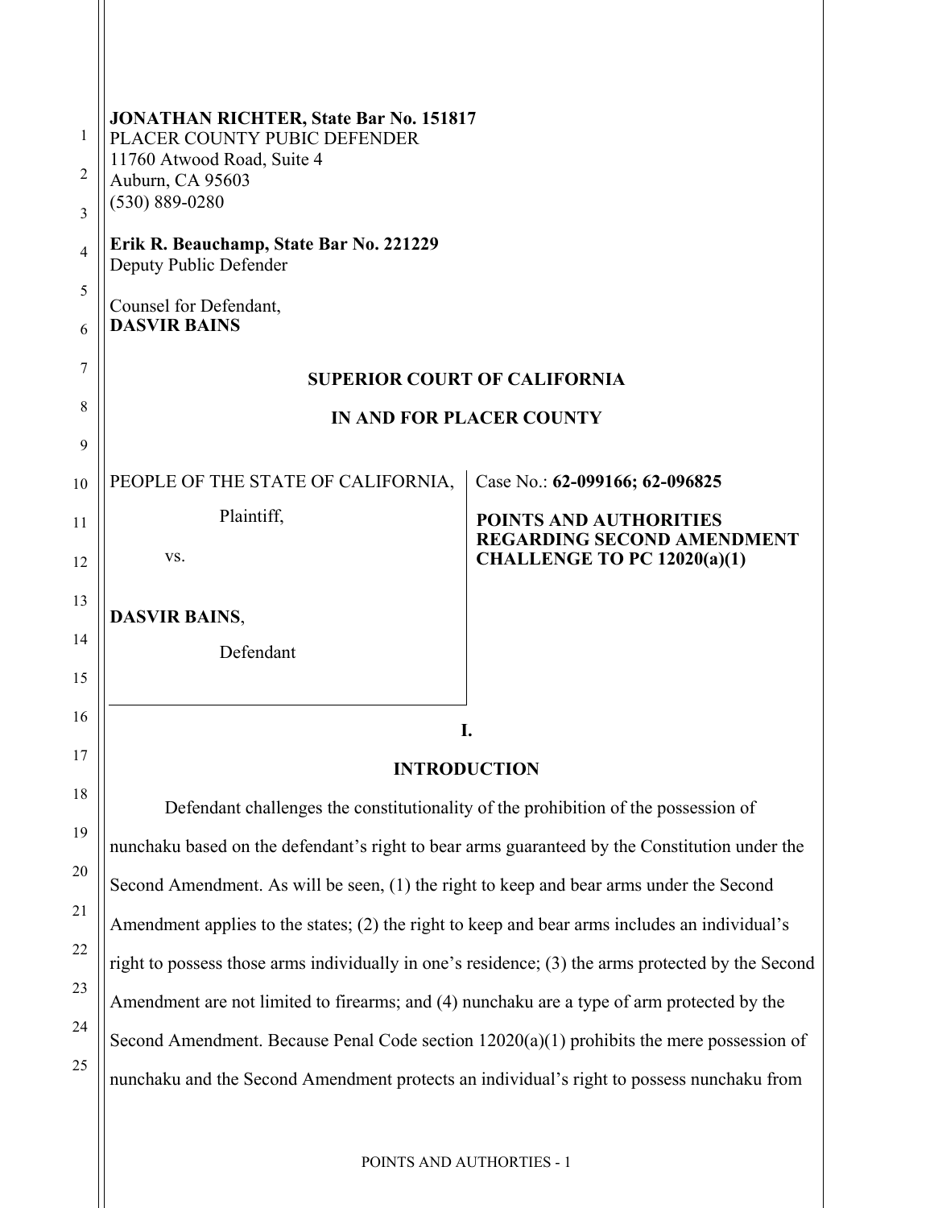**JONATHAN RICHTER, State Bar No. 151817**
PLACER COUNTY PUBIC DEFENDER
11760 Atwood Road, Suite 4
Auburn, CA 95603
(530) 889-0280

**Erik R. Beauchamp, State Bar No. 221229**
Deputy Public Defender

Counsel for Defendant,
**DASVIR BAINS**

**SUPERIOR COURT OF CALIFORNIA**

**IN AND FOR PLACER COUNTY**

| | |
|---|---|
| PEOPLE OF THE STATE OF CALIFORNIA,<br><br>Plaintiff,<br><br>vs.<br><br>**DASVIR BAINS**,<br><br>Defendant | Case No.: **62-099166; 62-096825**<br><br>**POINTS AND AUTHORITIES REGARDING SECOND AMENDMENT CHALLENGE TO PC 12020(a)(1)** |

**I.**

**INTRODUCTION**

Defendant challenges the constitutionality of the prohibition of the possession of nunchaku based on the defendant's right to bear arms guaranteed by the Constitution under the Second Amendment. As will be seen, (1) the right to keep and bear arms under the Second Amendment applies to the states; (2) the right to keep and bear arms includes an individual's right to possess those arms individually in one's residence; (3) the arms protected by the Second Amendment are not limited to firearms; and (4) nunchaku are a type of arm protected by the Second Amendment. Because Penal Code section 12020(a)(1) prohibits the mere possession of nunchaku and the Second Amendment protects an individual's right to possess nunchaku from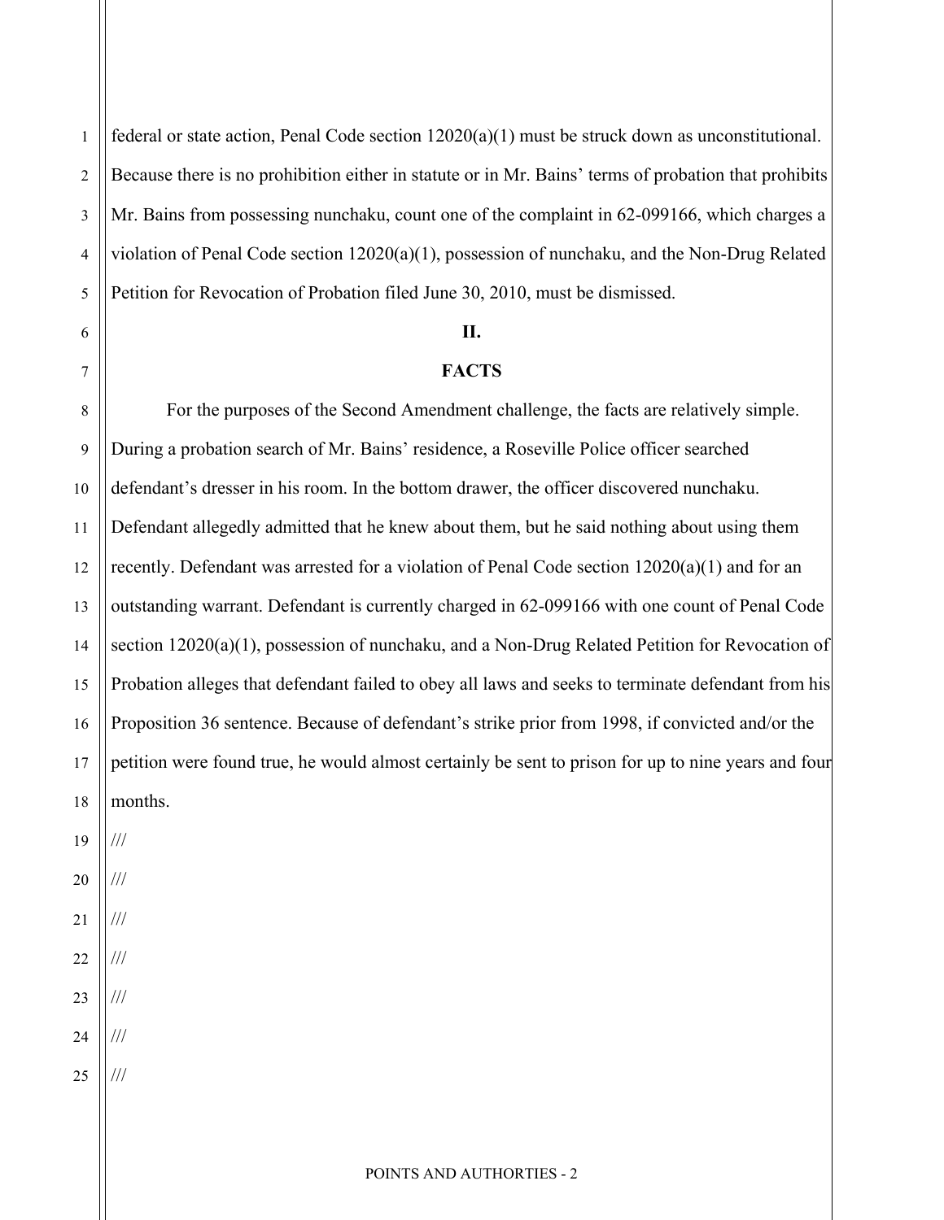federal or state action, Penal Code section 12020(a)(1) must be struck down as unconstitutional. Because there is no prohibition either in statute or in Mr. Bains' terms of probation that prohibits Mr. Bains from possessing nunchaku, count one of the complaint in 62-099166, which charges a violation of Penal Code section 12020(a)(1), possession of nunchaku, and the Non-Drug Related Petition for Revocation of Probation filed June 30, 2010, must be dismissed.

## II.

## FACTS

For the purposes of the Second Amendment challenge, the facts are relatively simple. During a probation search of Mr. Bains' residence, a Roseville Police officer searched defendant's dresser in his room. In the bottom drawer, the officer discovered nunchaku. Defendant allegedly admitted that he knew about them, but he said nothing about using them recently. Defendant was arrested for a violation of Penal Code section 12020(a)(1) and for an outstanding warrant. Defendant is currently charged in 62-099166 with one count of Penal Code section 12020(a)(1), possession of nunchaku, and a Non-Drug Related Petition for Revocation of Probation alleges that defendant failed to obey all laws and seeks to terminate defendant from his Proposition 36 sentence. Because of defendant's strike prior from 1998, if convicted and/or the petition were found true, he would almost certainly be sent to prison for up to nine years and four months.

///

///

///

///

///

///

///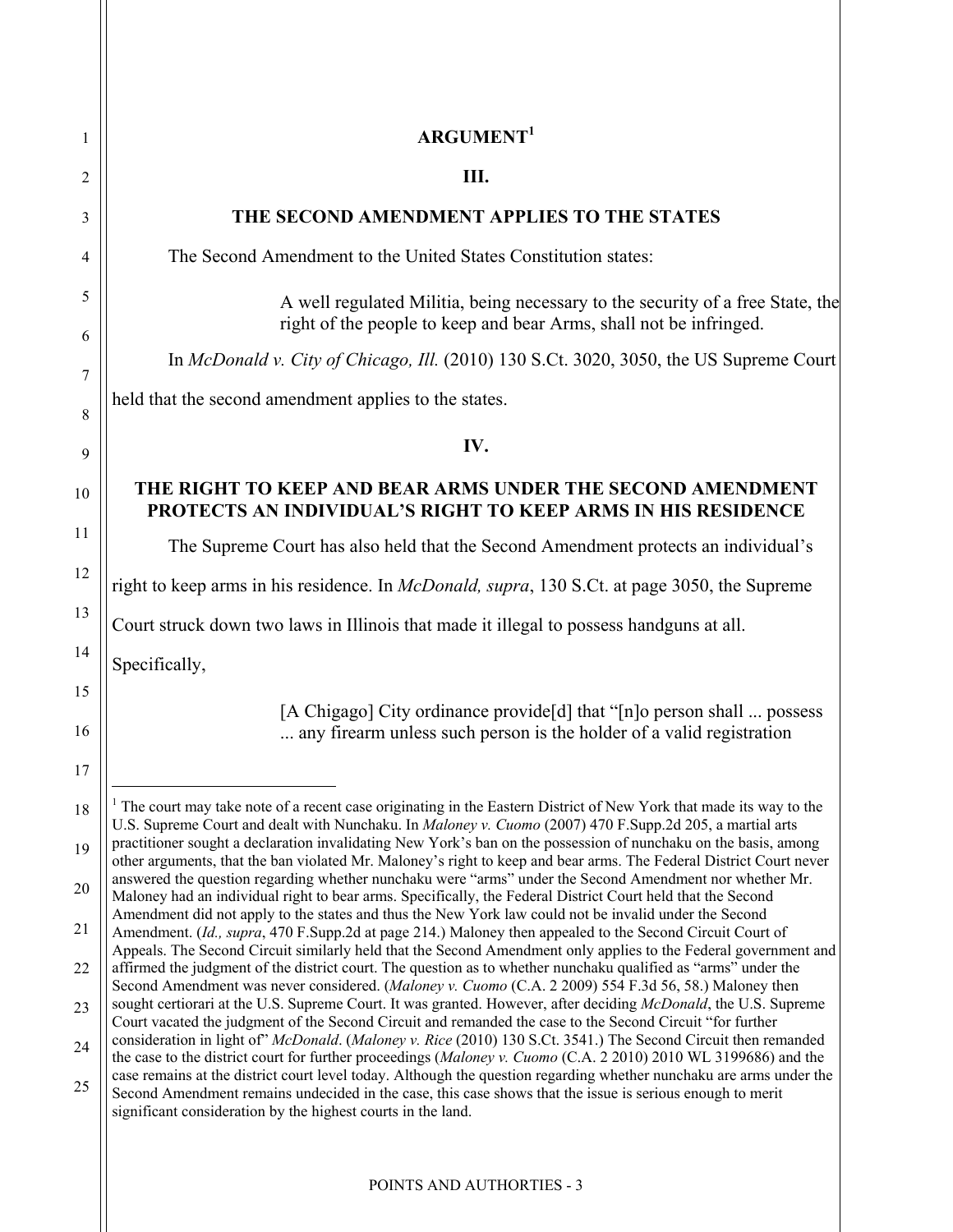# ARGUMENT[1]

## III.

## THE SECOND AMENDMENT APPLIES TO THE STATES

The Second Amendment to the United States Constitution states:

> A well regulated Militia, being necessary to the security of a free State, the right of the people to keep and bear Arms, shall not be infringed.

In *McDonald v. City of Chicago, Ill.* (2010) 130 S.Ct. 3020, 3050, the US Supreme Court held that the second amendment applies to the states.

## IV.

## THE RIGHT TO KEEP AND BEAR ARMS UNDER THE SECOND AMENDMENT PROTECTS AN INDIVIDUAL'S RIGHT TO KEEP ARMS IN HIS RESIDENCE

The Supreme Court has also held that the Second Amendment protects an individual's right to keep arms in his residence. In *McDonald, supra*, 130 S.Ct. at page 3050, the Supreme Court struck down two laws in Illinois that made it illegal to possess handguns at all. Specifically,

> [A Chigago] City ordinance provide[d] that "[n]o person shall ... possess ... any firearm unless such person is the holder of a valid registration

---

[1] The court may take note of a recent case originating in the Eastern District of New York that made its way to the U.S. Supreme Court and dealt with Nunchaku. In *Maloney v. Cuomo* (2007) 470 F.Supp.2d 205, a martial arts practitioner sought a declaration invalidating New York's ban on the possession of nunchaku on the basis, among other arguments, that the ban violated Mr. Maloney's right to keep and bear arms. The Federal District Court never answered the question regarding whether nunchaku were "arms" under the Second Amendment nor whether Mr. Maloney had an individual right to bear arms. Specifically, the Federal District Court held that the Second Amendment did not apply to the states and thus the New York law could not be invalid under the Second Amendment. (*Id., supra*, 470 F.Supp.2d at page 214.) Maloney then appealed to the Second Circuit Court of Appeals. The Second Circuit similarly held that the Second Amendment only applies to the Federal government and affirmed the judgment of the district court. The question as to whether nunchaku qualified as "arms" under the Second Amendment was never considered. (*Maloney v. Cuomo* (C.A. 2 2009) 554 F.3d 56, 58.) Maloney then sought certiorari at the U.S. Supreme Court. It was granted. However, after deciding *McDonald*, the U.S. Supreme Court vacated the judgment of the Second Circuit and remanded the case to the Second Circuit "for further consideration in light of" *McDonald*. (*Maloney v. Rice* (2010) 130 S.Ct. 3541.) The Second Circuit then remanded the case to the district court for further proceedings (*Maloney v. Cuomo* (C.A. 2 2010) 2010 WL 3199686) and the case remains at the district court level today. Although the question regarding whether nunchaku are arms under the Second Amendment remains undecided in the case, this case shows that the issue is serious enough to merit significant consideration by the highest courts in the land.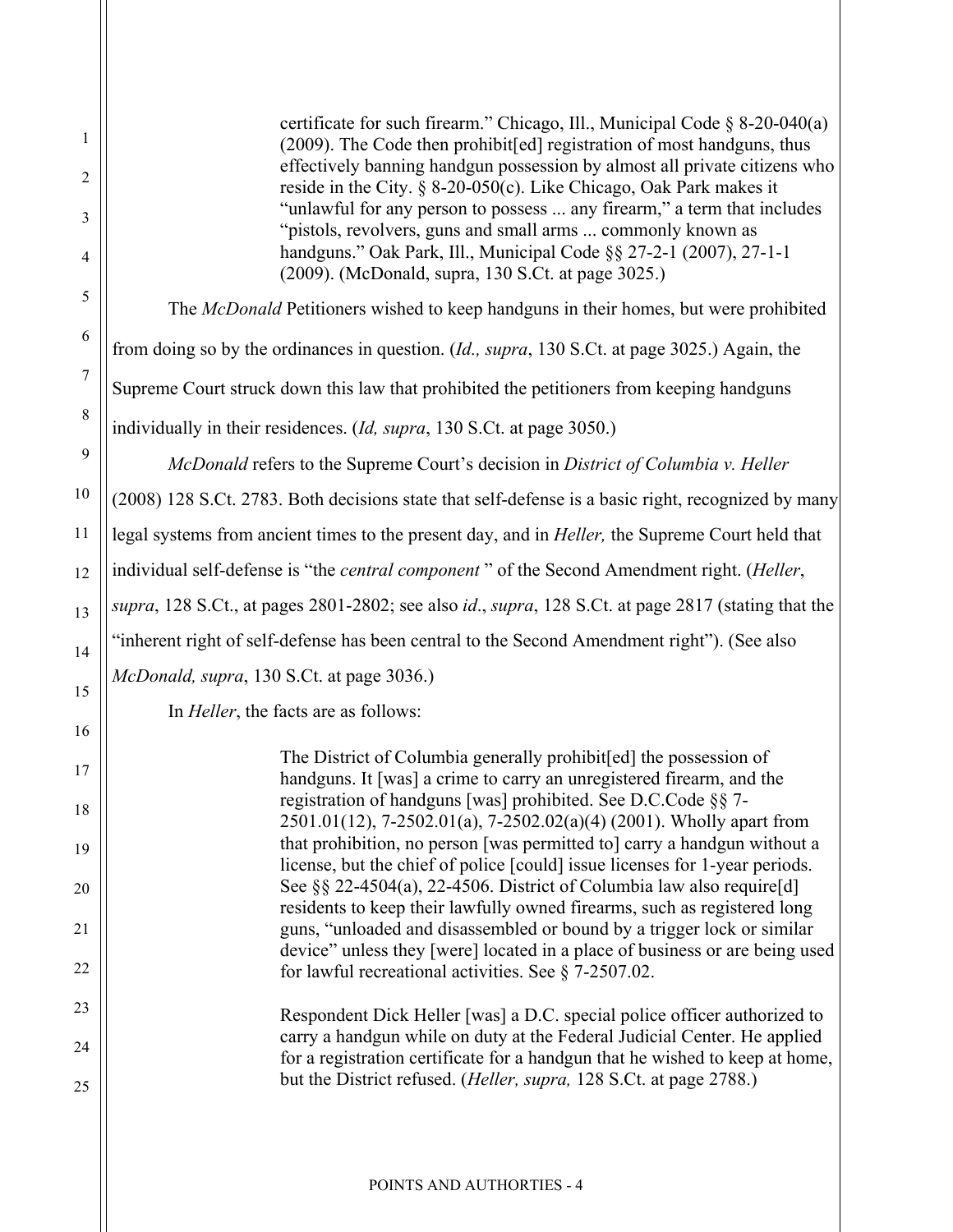> certificate for such firearm." Chicago, Ill., Municipal Code § 8-20-040(a) (2009). The Code then prohibit[ed] registration of most handguns, thus effectively banning handgun possession by almost all private citizens who reside in the City. § 8-20-050(c). Like Chicago, Oak Park makes it "unlawful for any person to possess ... any firearm," a term that includes "pistols, revolvers, guns and small arms ... commonly known as handguns." Oak Park, Ill., Municipal Code §§ 27-2-1 (2007), 27-1-1 (2009). (McDonald, supra, 130 S.Ct. at page 3025.)

The *McDonald* Petitioners wished to keep handguns in their homes, but were prohibited from doing so by the ordinances in question. (*Id., supra*, 130 S.Ct. at page 3025.) Again, the Supreme Court struck down this law that prohibited the petitioners from keeping handguns individually in their residences. (*Id, supra*, 130 S.Ct. at page 3050.)

*McDonald* refers to the Supreme Court's decision in *District of Columbia v. Heller* (2008) 128 S.Ct. 2783. Both decisions state that self-defense is a basic right, recognized by many legal systems from ancient times to the present day, and in *Heller,* the Supreme Court held that individual self-defense is "the *central component* " of the Second Amendment right. (*Heller*, *supra*, 128 S.Ct., at pages 2801-2802; see also *id*., *supra*, 128 S.Ct. at page 2817 (stating that the "inherent right of self-defense has been central to the Second Amendment right"). (See also *McDonald, supra*, 130 S.Ct. at page 3036.)

In *Heller*, the facts are as follows:

> The District of Columbia generally prohibit[ed] the possession of handguns. It [was] a crime to carry an unregistered firearm, and the registration of handguns [was] prohibited. See D.C.Code §§ 7-2501.01(12), 7-2502.01(a), 7-2502.02(a)(4) (2001). Wholly apart from that prohibition, no person [was permitted to] carry a handgun without a license, but the chief of police [could] issue licenses for 1-year periods. See §§ 22-4504(a), 22-4506. District of Columbia law also require[d] residents to keep their lawfully owned firearms, such as registered long guns, "unloaded and disassembled or bound by a trigger lock or similar device" unless they [were] located in a place of business or are being used for lawful recreational activities. See § 7-2507.02.
>
> Respondent Dick Heller [was] a D.C. special police officer authorized to carry a handgun while on duty at the Federal Judicial Center. He applied for a registration certificate for a handgun that he wished to keep at home, but the District refused. (*Heller, supra,* 128 S.Ct. at page 2788.)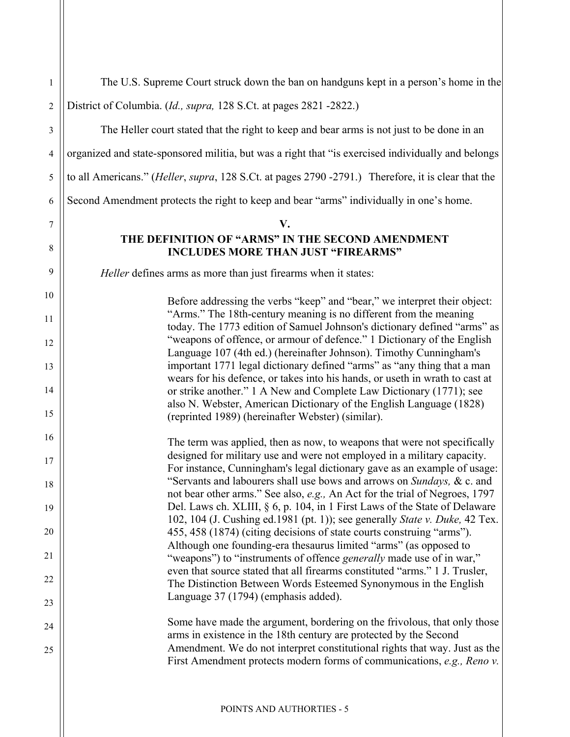The U.S. Supreme Court struck down the ban on handguns kept in a person's home in the District of Columbia. (*Id., supra,* 128 S.Ct. at pages 2821 -2822.)

The Heller court stated that the right to keep and bear arms is not just to be done in an organized and state-sponsored militia, but was a right that "is exercised individually and belongs to all Americans." (*Heller*, *supra*, 128 S.Ct. at pages 2790 -2791.) Therefore, it is clear that the Second Amendment protects the right to keep and bear "arms" individually in one's home.

## V.
## THE DEFINITION OF "ARMS" IN THE SECOND AMENDMENT INCLUDES MORE THAN JUST "FIREARMS"

*Heller* defines arms as more than just firearms when it states:

> Before addressing the verbs "keep" and "bear," we interpret their object: "Arms." The 18th-century meaning is no different from the meaning today. The 1773 edition of Samuel Johnson's dictionary defined "arms" as "weapons of offence, or armour of defence." 1 Dictionary of the English Language 107 (4th ed.) (hereinafter Johnson). Timothy Cunningham's important 1771 legal dictionary defined "arms" as "any thing that a man wears for his defence, or takes into his hands, or useth in wrath to cast at or strike another." 1 A New and Complete Law Dictionary (1771); see also N. Webster, American Dictionary of the English Language (1828) (reprinted 1989) (hereinafter Webster) (similar).
>
> The term was applied, then as now, to weapons that were not specifically designed for military use and were not employed in a military capacity. For instance, Cunningham's legal dictionary gave as an example of usage: "Servants and labourers shall use bows and arrows on *Sundays,* & c. and not bear other arms." See also, *e.g.,* An Act for the trial of Negroes, 1797 Del. Laws ch. XLIII, § 6, p. 104, in 1 First Laws of the State of Delaware 102, 104 (J. Cushing ed.1981 (pt. 1)); see generally *State v. Duke,* 42 Tex. 455, 458 (1874) (citing decisions of state courts construing "arms"). Although one founding-era thesaurus limited "arms" (as opposed to "weapons") to "instruments of offence *generally* made use of in war," even that source stated that all firearms constituted "arms." 1 J. Trusler, The Distinction Between Words Esteemed Synonymous in the English Language 37 (1794) (emphasis added).
>
> Some have made the argument, bordering on the frivolous, that only those arms in existence in the 18th century are protected by the Second Amendment. We do not interpret constitutional rights that way. Just as the First Amendment protects modern forms of communications, *e.g., Reno v.*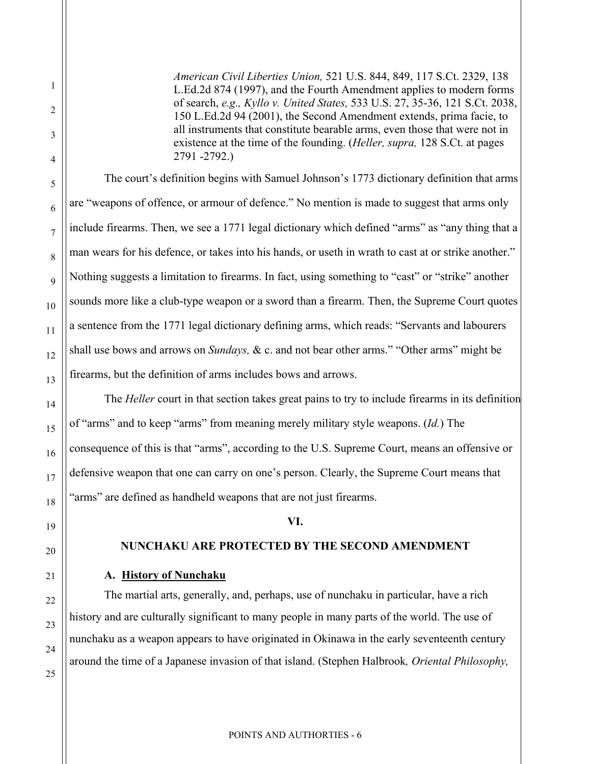> *American Civil Liberties Union,* 521 U.S. 844, 849, 117 S.Ct. 2329, 138 L.Ed.2d 874 (1997), and the Fourth Amendment applies to modern forms of search, *e.g., Kyllo v. United States,* 533 U.S. 27, 35-36, 121 S.Ct. 2038, 150 L.Ed.2d 94 (2001), the Second Amendment extends, prima facie, to all instruments that constitute bearable arms, even those that were not in existence at the time of the founding. (*Heller, supra,* 128 S.Ct. at pages 2791 -2792.)

The court's definition begins with Samuel Johnson's 1773 dictionary definition that arms are "weapons of offence, or armour of defence." No mention is made to suggest that arms only include firearms. Then, we see a 1771 legal dictionary which defined "arms" as "any thing that a man wears for his defence, or takes into his hands, or useth in wrath to cast at or strike another." Nothing suggests a limitation to firearms. In fact, using something to "cast" or "strike" another sounds more like a club-type weapon or a sword than a firearm. Then, the Supreme Court quotes a sentence from the 1771 legal dictionary defining arms, which reads: "Servants and labourers shall use bows and arrows on *Sundays,* & c. and not bear other arms." "Other arms" might be firearms, but the definition of arms includes bows and arrows.

The *Heller* court in that section takes great pains to try to include firearms in its definition of "arms" and to keep "arms" from meaning merely military style weapons. (*Id.*) The consequence of this is that "arms", according to the U.S. Supreme Court, means an offensive or defensive weapon that one can carry on one's person. Clearly, the Supreme Court means that "arms" are defined as handheld weapons that are not just firearms.

## VI.

## NUNCHAKU ARE PROTECTED BY THE SECOND AMENDMENT

### A. History of Nunchaku

The martial arts, generally, and, perhaps, use of nunchaku in particular, have a rich history and are culturally significant to many people in many parts of the world. The use of nunchaku as a weapon appears to have originated in Okinawa in the early seventeenth century around the time of a Japanese invasion of that island. (Stephen Halbrook*, Oriental Philosophy,*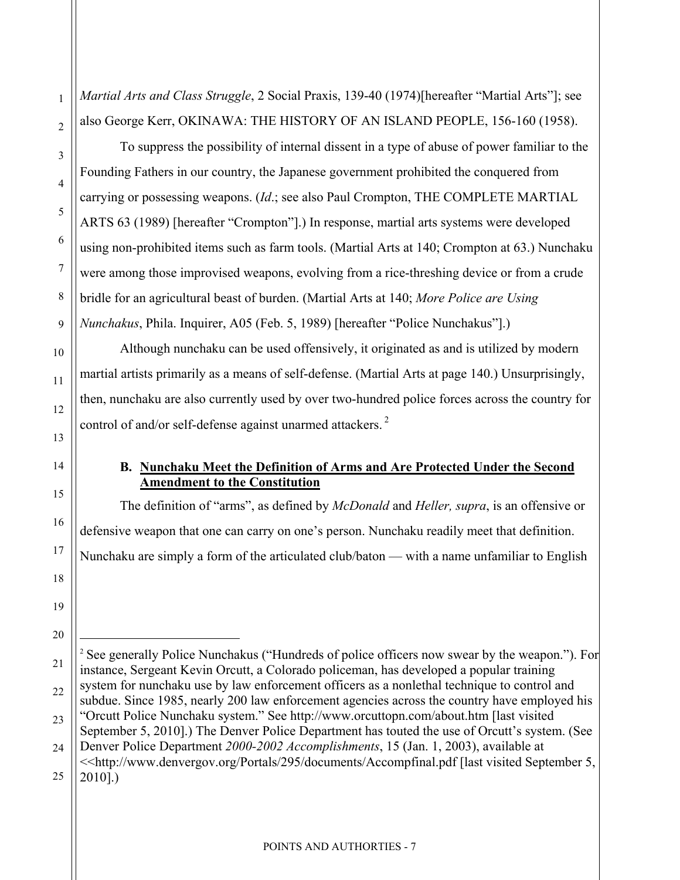*Martial Arts and Class Struggle*, 2 Social Praxis, 139-40 (1974)[hereafter "Martial Arts"]; see also George Kerr, OKINAWA: THE HISTORY OF AN ISLAND PEOPLE, 156-160 (1958).

To suppress the possibility of internal dissent in a type of abuse of power familiar to the Founding Fathers in our country, the Japanese government prohibited the conquered from carrying or possessing weapons. (*Id*.; see also Paul Crompton, THE COMPLETE MARTIAL ARTS 63 (1989) [hereafter "Crompton"].) In response, martial arts systems were developed using non-prohibited items such as farm tools. (Martial Arts at 140; Crompton at 63.) Nunchaku were among those improvised weapons, evolving from a rice-threshing device or from a crude bridle for an agricultural beast of burden. (Martial Arts at 140; *More Police are Using Nunchakus*, Phila. Inquirer, A05 (Feb. 5, 1989) [hereafter "Police Nunchakus"].)

Although nunchaku can be used offensively, it originated as and is utilized by modern martial artists primarily as a means of self-defense. (Martial Arts at page 140.) Unsurprisingly, then, nunchaku are also currently used by over two-hundred police forces across the country for control of and/or self-defense against unarmed attackers.[2]

**B. Nunchaku Meet the Definition of Arms and Are Protected Under the Second Amendment to the Constitution**

The definition of "arms", as defined by *McDonald* and *Heller, supra*, is an offensive or defensive weapon that one can carry on one's person. Nunchaku readily meet that definition. Nunchaku are simply a form of the articulated club/baton — with a name unfamiliar to English

---

[2] See generally Police Nunchakus ("Hundreds of police officers now swear by the weapon."). For instance, Sergeant Kevin Orcutt, a Colorado policeman, has developed a popular training system for nunchaku use by law enforcement officers as a nonlethal technique to control and subdue. Since 1985, nearly 200 law enforcement agencies across the country have employed his "Orcutt Police Nunchaku system." See http://www.orcuttopn.com/about.htm [last visited September 5, 2010].) The Denver Police Department has touted the use of Orcutt's system. (See Denver Police Department *2000-2002 Accomplishments*, 15 (Jan. 1, 2003), available at <<http://www.denvergov.org/Portals/295/documents/Accompfinal.pdf [last visited September 5, 2010].)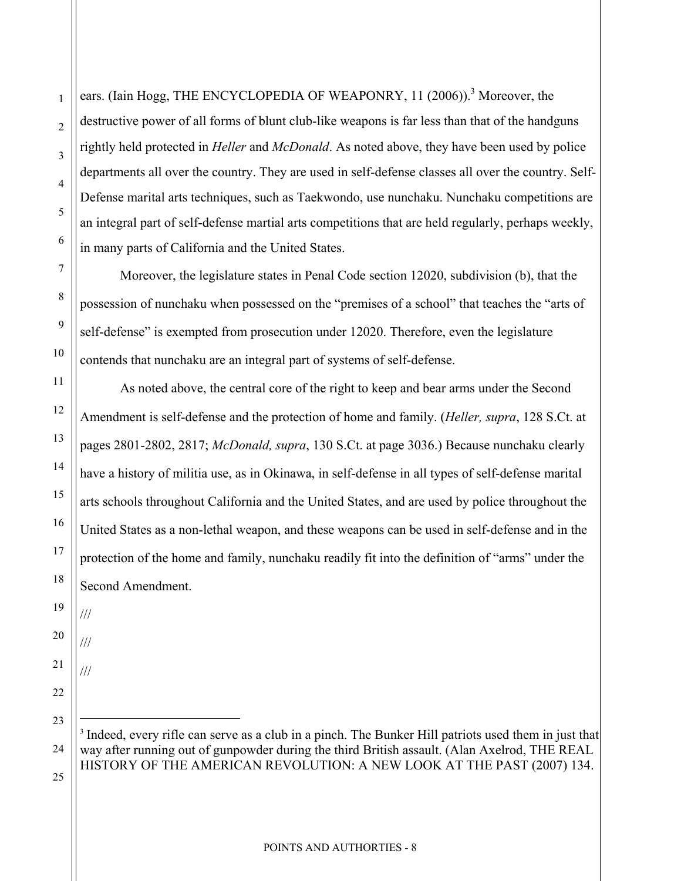ears. (Iain Hogg, THE ENCYCLOPEDIA OF WEAPONRY, 11 (2006)).[3] Moreover, the destructive power of all forms of blunt club-like weapons is far less than that of the handguns rightly held protected in *Heller* and *McDonald*. As noted above, they have been used by police departments all over the country. They are used in self-defense classes all over the country. Self-Defense marital arts techniques, such as Taekwondo, use nunchaku. Nunchaku competitions are an integral part of self-defense martial arts competitions that are held regularly, perhaps weekly, in many parts of California and the United States.

Moreover, the legislature states in Penal Code section 12020, subdivision (b), that the possession of nunchaku when possessed on the "premises of a school" that teaches the "arts of self-defense" is exempted from prosecution under 12020. Therefore, even the legislature contends that nunchaku are an integral part of systems of self-defense.

As noted above, the central core of the right to keep and bear arms under the Second Amendment is self-defense and the protection of home and family. (*Heller, supra*, 128 S.Ct. at pages 2801-2802, 2817; *McDonald, supra*, 130 S.Ct. at page 3036.) Because nunchaku clearly have a history of militia use, as in Okinawa, in self-defense in all types of self-defense marital arts schools throughout California and the United States, and are used by police throughout the United States as a non-lethal weapon, and these weapons can be used in self-defense and in the protection of the home and family, nunchaku readily fit into the definition of "arms" under the Second Amendment.

///

///

///

[3] Indeed, every rifle can serve as a club in a pinch. The Bunker Hill patriots used them in just that way after running out of gunpowder during the third British assault. (Alan Axelrod, THE REAL HISTORY OF THE AMERICAN REVOLUTION: A NEW LOOK AT THE PAST (2007) 134.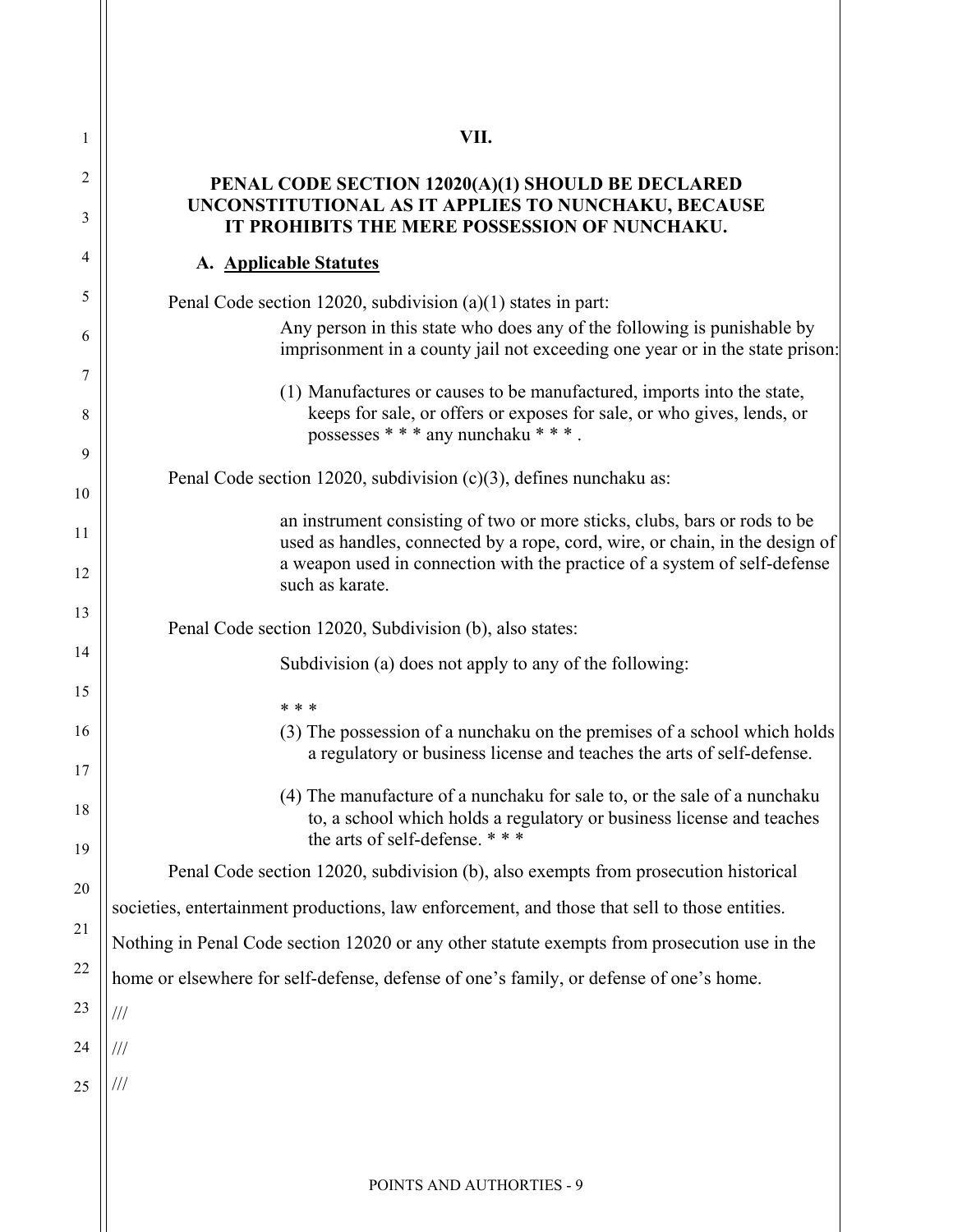## VII.

## PENAL CODE SECTION 12020(A)(1) SHOULD BE DECLARED UNCONSTITUTIONAL AS IT APPLIES TO NUNCHAKU, BECAUSE IT PROHIBITS THE MERE POSSESSION OF NUNCHAKU.

### A. Applicable Statutes

Penal Code section 12020, subdivision (a)(1) states in part:

> Any person in this state who does any of the following is punishable by imprisonment in a county jail not exceeding one year or in the state prison:
>
> (1) Manufactures or causes to be manufactured, imports into the state, keeps for sale, or offers or exposes for sale, or who gives, lends, or possesses * * * any nunchaku * * * .

Penal Code section 12020, subdivision (c)(3), defines nunchaku as:

> an instrument consisting of two or more sticks, clubs, bars or rods to be used as handles, connected by a rope, cord, wire, or chain, in the design of a weapon used in connection with the practice of a system of self-defense such as karate.

Penal Code section 12020, Subdivision (b), also states:

> Subdivision (a) does not apply to any of the following:
>
> * * *
>
> (3) The possession of a nunchaku on the premises of a school which holds a regulatory or business license and teaches the arts of self-defense.
>
> (4) The manufacture of a nunchaku for sale to, or the sale of a nunchaku to, a school which holds a regulatory or business license and teaches the arts of self-defense. * * *

Penal Code section 12020, subdivision (b), also exempts from prosecution historical societies, entertainment productions, law enforcement, and those that sell to those entities. Nothing in Penal Code section 12020 or any other statute exempts from prosecution use in the home or elsewhere for self-defense, defense of one's family, or defense of one's home.

///

///

///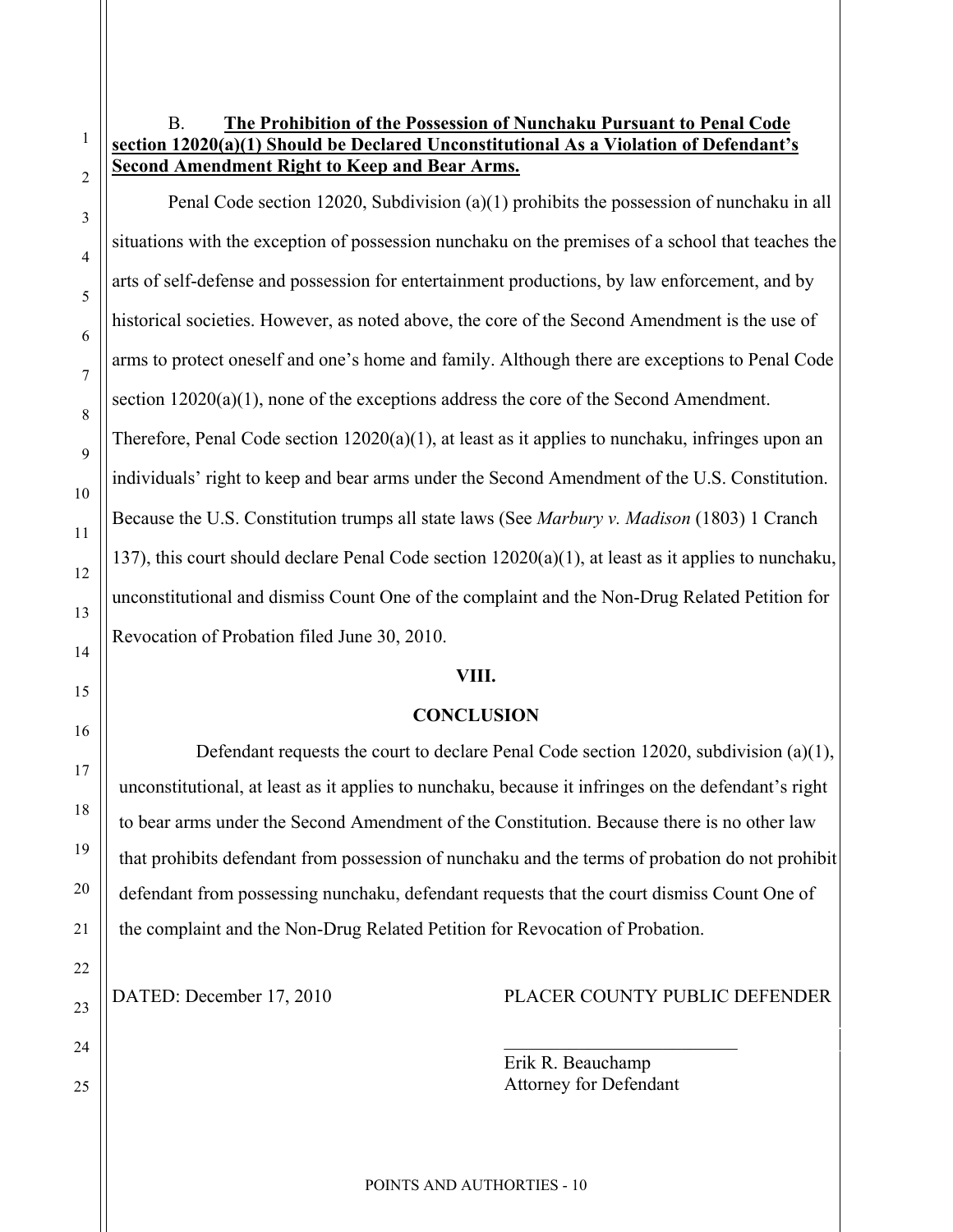### B. **The Prohibition of the Possession of Nunchaku Pursuant to Penal Code section 12020(a)(1) Should be Declared Unconstitutional As a Violation of Defendant's Second Amendment Right to Keep and Bear Arms.**

Penal Code section 12020, Subdivision (a)(1) prohibits the possession of nunchaku in all situations with the exception of possession nunchaku on the premises of a school that teaches the arts of self-defense and possession for entertainment productions, by law enforcement, and by historical societies. However, as noted above, the core of the Second Amendment is the use of arms to protect oneself and one's home and family. Although there are exceptions to Penal Code section 12020(a)(1), none of the exceptions address the core of the Second Amendment. Therefore, Penal Code section 12020(a)(1), at least as it applies to nunchaku, infringes upon an individuals' right to keep and bear arms under the Second Amendment of the U.S. Constitution. Because the U.S. Constitution trumps all state laws (See *Marbury v. Madison* (1803) 1 Cranch 137), this court should declare Penal Code section 12020(a)(1), at least as it applies to nunchaku, unconstitutional and dismiss Count One of the complaint and the Non-Drug Related Petition for Revocation of Probation filed June 30, 2010.

## VIII.

## CONCLUSION

Defendant requests the court to declare Penal Code section 12020, subdivision (a)(1), unconstitutional, at least as it applies to nunchaku, because it infringes on the defendant's right to bear arms under the Second Amendment of the Constitution. Because there is no other law that prohibits defendant from possession of nunchaku and the terms of probation do not prohibit defendant from possessing nunchaku, defendant requests that the court dismiss Count One of the complaint and the Non-Drug Related Petition for Revocation of Probation.

DATED: December 17, 2010

PLACER COUNTY PUBLIC DEFENDER

\_\_\_\_\_\_\_\_\_\_\_\_\_\_\_\_\_\_\_\_\_\_\_\_\_\_

Erik R. Beauchamp
Attorney for Defendant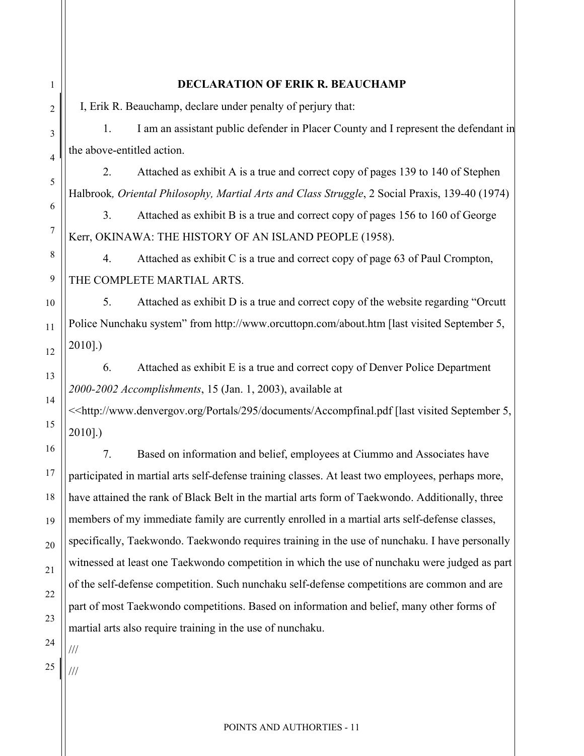## DECLARATION OF ERIK R. BEAUCHAMP

I, Erik R. Beauchamp, declare under penalty of perjury that:

1. I am an assistant public defender in Placer County and I represent the defendant in the above-entitled action.

2. Attached as exhibit A is a true and correct copy of pages 139 to 140 of Stephen Halbrook*, Oriental Philosophy, Martial Arts and Class Struggle*, 2 Social Praxis, 139-40 (1974)

3. Attached as exhibit B is a true and correct copy of pages 156 to 160 of George Kerr, OKINAWA: THE HISTORY OF AN ISLAND PEOPLE (1958).

4. Attached as exhibit C is a true and correct copy of page 63 of Paul Crompton, THE COMPLETE MARTIAL ARTS.

5. Attached as exhibit D is a true and correct copy of the website regarding "Orcutt Police Nunchaku system" from http://www.orcuttopn.com/about.htm [last visited September 5, 2010].)

6. Attached as exhibit E is a true and correct copy of Denver Police Department *2000-2002 Accomplishments*, 15 (Jan. 1, 2003), available at <<http://www.denvergov.org/Portals/295/documents/Accompfinal.pdf [last visited September 5, 2010].)

7. Based on information and belief, employees at Ciummo and Associates have participated in martial arts self-defense training classes. At least two employees, perhaps more, have attained the rank of Black Belt in the martial arts form of Taekwondo. Additionally, three members of my immediate family are currently enrolled in a martial arts self-defense classes, specifically, Taekwondo. Taekwondo requires training in the use of nunchaku. I have personally witnessed at least one Taekwondo competition in which the use of nunchaku were judged as part of the self-defense competition. Such nunchaku self-defense competitions are common and are part of most Taekwondo competitions. Based on information and belief, many other forms of martial arts also require training in the use of nunchaku.

///

///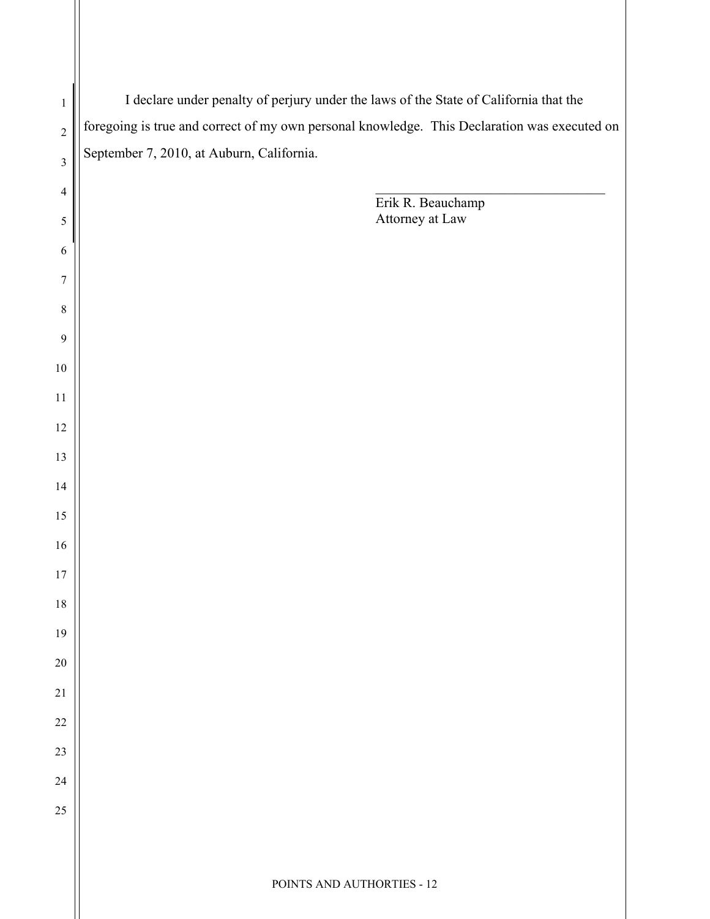I declare under penalty of perjury under the laws of the State of California that the foregoing is true and correct of my own personal knowledge. This Declaration was executed on September 7, 2010, at Auburn, California.

\_\_\_\_\_\_\_\_\_\_\_\_\_\_\_\_\_\_\_\_\_\_\_\_\_\_\_\_\_\_\_\_\_\_

Erik R. Beauchamp
Attorney at Law